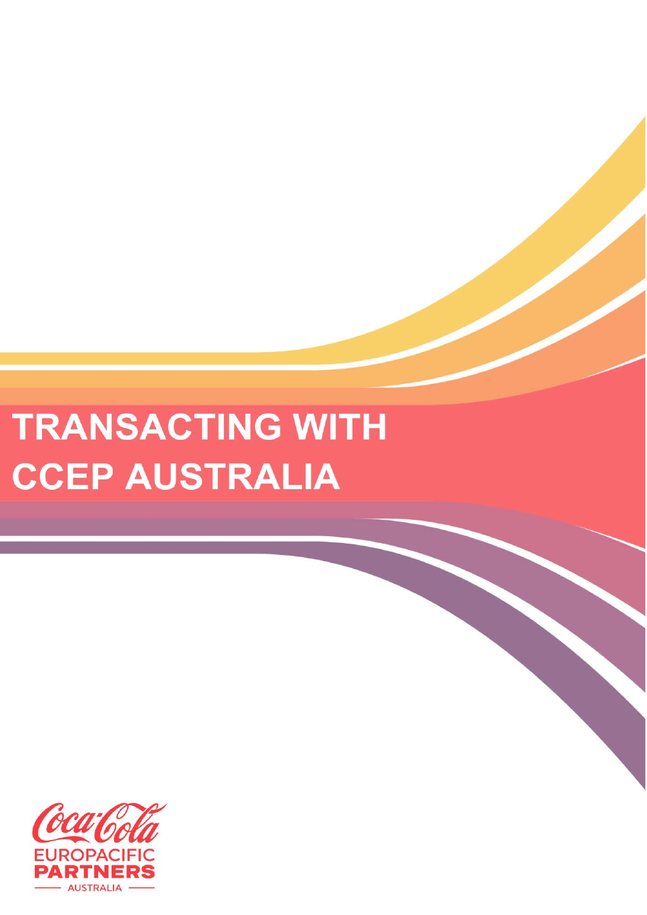# TRANSACTING WITH CCEP AUSTRALIA

Coca-Cola EUROPACIFIC PARTNERS AUSTRALIA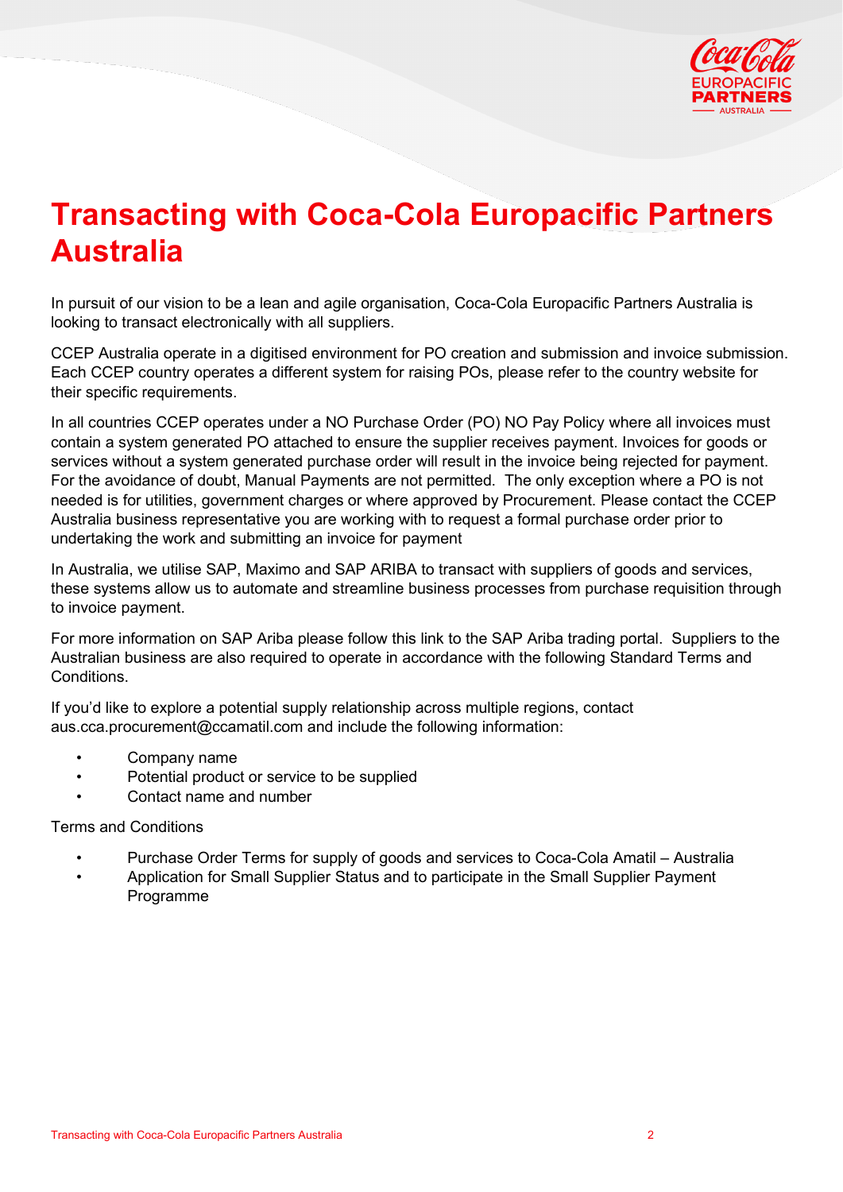# Transacting with Coca-Cola Europacific Partners Australia

In pursuit of our vision to be a lean and agile organisation, Coca-Cola Europacific Partners Australia is looking to transact electronically with all suppliers.

CCEP Australia operate in a digitised environment for PO creation and submission and invoice submission. Each CCEP country operates a different system for raising POs, please refer to the country website for their specific requirements.

In all countries CCEP operates under a NO Purchase Order (PO) NO Pay Policy where all invoices must contain a system generated PO attached to ensure the supplier receives payment. Invoices for goods or services without a system generated purchase order will result in the invoice being rejected for payment. For the avoidance of doubt, Manual Payments are not permitted. The only exception where a PO is not needed is for utilities, government charges or where approved by Procurement. Please contact the CCEP Australia business representative you are working with to request a formal purchase order prior to undertaking the work and submitting an invoice for payment

In Australia, we utilise SAP, Maximo and SAP ARIBA to transact with suppliers of goods and services, these systems allow us to automate and streamline business processes from purchase requisition through to invoice payment.

For more information on SAP Ariba please follow this link to the SAP Ariba trading portal. Suppliers to the Australian business are also required to operate in accordance with the following Standard Terms and Conditions.

If you'd like to explore a potential supply relationship across multiple regions, contact aus.cca.procurement@ccamatil.com and include the following information:

- Company name
- Potential product or service to be supplied
- Contact name and number

Terms and Conditions

- Purchase Order Terms for supply of goods and services to Coca-Cola Amatil – Australia
- Application for Small Supplier Status and to participate in the Small Supplier Payment Programme